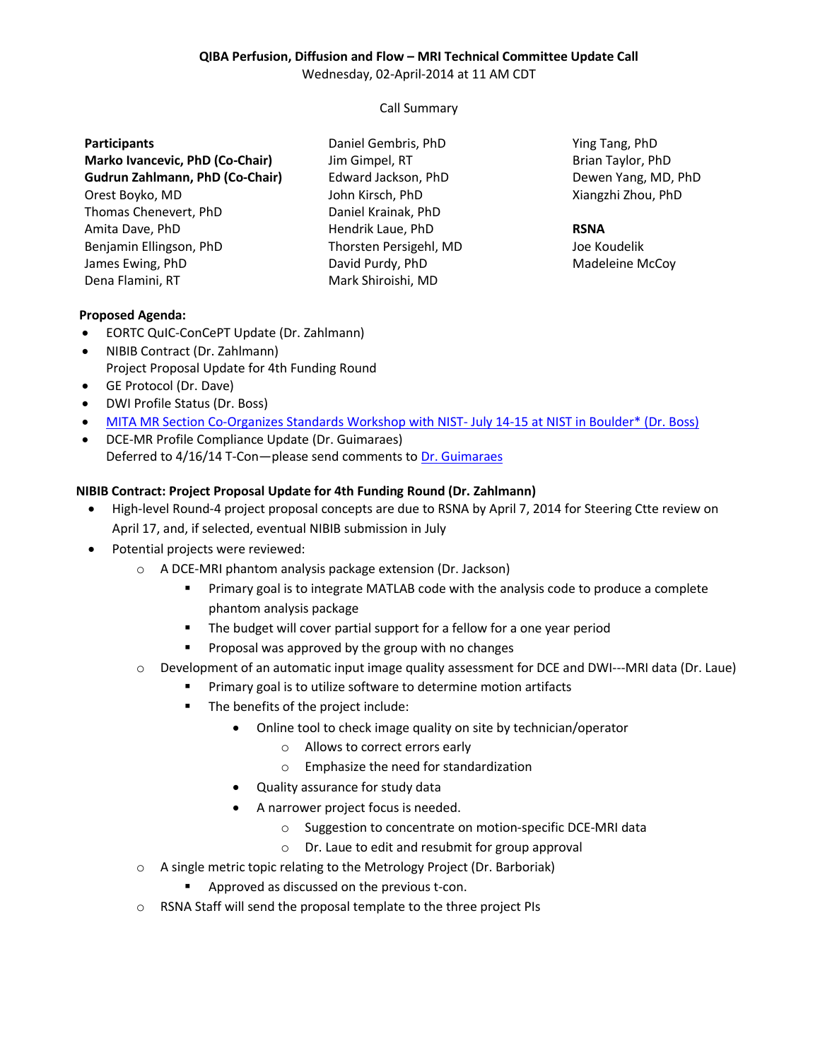**QIBA Perfusion, Diffusion and Flow – MRI Technical Committee Update Call**

Wednesday, 02-April-2014 at 11 AM CDT

Call Summary

**Participants**
**Marko Ivancevic, PhD (Co-Chair)**
**Gudrun Zahlmann, PhD (Co-Chair)**
Orest Boyko, MD
Thomas Chenevert, PhD
Amita Dave, PhD
Benjamin Ellingson, PhD
James Ewing, PhD
Dena Flamini, RT
Daniel Gembris, PhD
Jim Gimpel, RT
Edward Jackson, PhD
John Kirsch, PhD
Daniel Krainak, PhD
Hendrik Laue, PhD
Thorsten Persigehl, MD
David Purdy, PhD
Mark Shiroishi, MD
Ying Tang, PhD
Brian Taylor, PhD
Dewen Yang, MD, PhD
Xiangzhi Zhou, PhD

**RSNA**
Joe Koudelik
Madeleine McCoy

**Proposed Agenda:**

- EORTC QuIC-ConCePT Update (Dr. Zahlmann)
- NIBIB Contract (Dr. Zahlmann)
  Project Proposal Update for 4th Funding Round
- GE Protocol (Dr. Dave)
- DWI Profile Status (Dr. Boss)
- MITA MR Section Co-Organizes Standards Workshop with NIST- July 14-15 at NIST in Boulder* (Dr. Boss)
- DCE-MR Profile Compliance Update (Dr. Guimaraes)
  Deferred to 4/16/14 T-Con—please send comments to Dr. Guimaraes

**NIBIB Contract: Project Proposal Update for 4th Funding Round (Dr. Zahlmann)**

- High-level Round-4 project proposal concepts are due to RSNA by April 7, 2014 for Steering Ctte review on April 17, and, if selected, eventual NIBIB submission in July
- Potential projects were reviewed:
  - A DCE-MRI phantom analysis package extension (Dr. Jackson)
    - Primary goal is to integrate MATLAB code with the analysis code to produce a complete phantom analysis package
    - The budget will cover partial support for a fellow for a one year period
    - Proposal was approved by the group with no changes
  - Development of an automatic input image quality assessment for DCE and DWI---MRI data (Dr. Laue)
    - Primary goal is to utilize software to determine motion artifacts
    - The benefits of the project include:
      - Online tool to check image quality on site by technician/operator
        - Allows to correct errors early
        - Emphasize the need for standardization
      - Quality assurance for study data
      - A narrower project focus is needed.
        - Suggestion to concentrate on motion-specific DCE-MRI data
        - Dr. Laue to edit and resubmit for group approval
  - A single metric topic relating to the Metrology Project (Dr. Barboriak)
    - Approved as discussed on the previous t-con.
  - RSNA Staff will send the proposal template to the three project PIs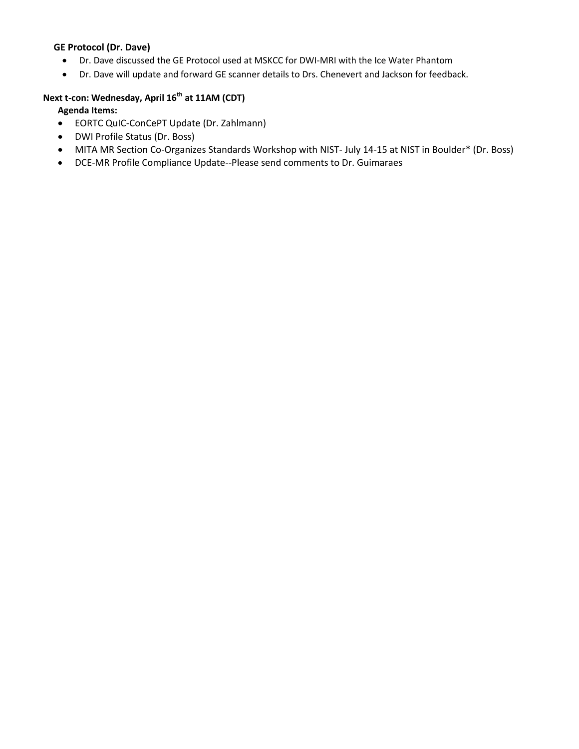**GE Protocol (Dr. Dave)**

- Dr. Dave discussed the GE Protocol used at MSKCC for DWI-MRI with the Ice Water Phantom
- Dr. Dave will update and forward GE scanner details to Drs. Chenevert and Jackson for feedback.

**Next t-con: Wednesday, April 16th at 11AM (CDT)**

**Agenda Items:**

- EORTC QuIC-ConCePT Update (Dr. Zahlmann)
- DWI Profile Status (Dr. Boss)
- MITA MR Section Co-Organizes Standards Workshop with NIST- July 14-15 at NIST in Boulder* (Dr. Boss)
- DCE-MR Profile Compliance Update--Please send comments to Dr. Guimaraes